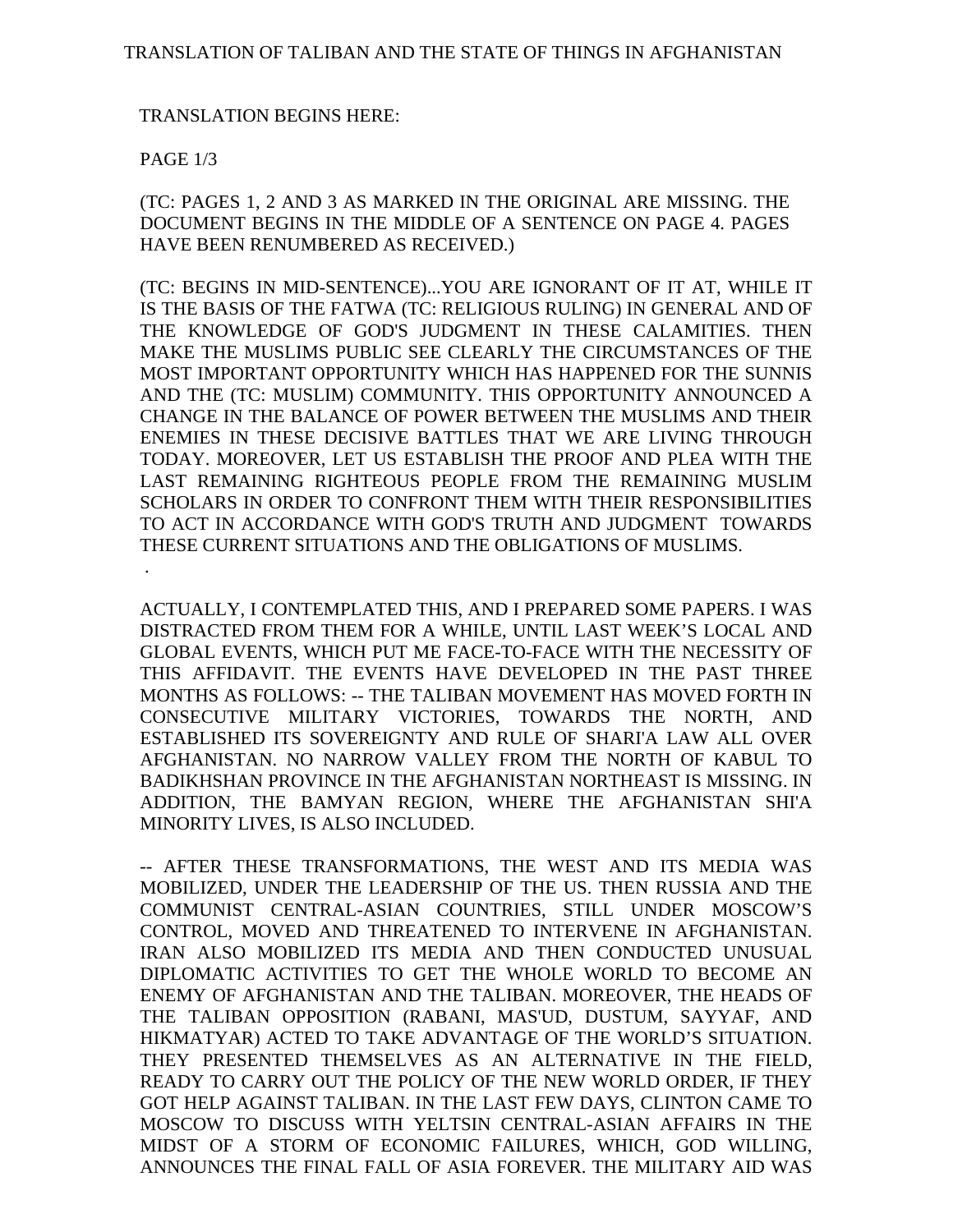# TRANSLATION OF TALIBAN AND THE STATE OF THINGS IN AFGHANISTAN

TRANSLATION BEGINS HERE:

PAGE 1/3

(TC: PAGES 1, 2 AND 3 AS MARKED IN THE ORIGINAL ARE MISSING. THE DOCUMENT BEGINS IN THE MIDDLE OF A SENTENCE ON PAGE 4. PAGES HAVE BEEN RENUMBERED AS RECEIVED.)

(TC: BEGINS IN MID-SENTENCE)...YOU ARE IGNORANT OF IT AT, WHILE IT IS THE BASIS OF THE FATWA (TC: RELIGIOUS RULING) IN GENERAL AND OF THE KNOWLEDGE OF GOD'S JUDGMENT IN THESE CALAMITIES. THEN MAKE THE MUSLIMS PUBLIC SEE CLEARLY THE CIRCUMSTANCES OF THE MOST IMPORTANT OPPORTUNITY WHICH HAS HAPPENED FOR THE SUNNIS AND THE (TC: MUSLIM) COMMUNITY. THIS OPPORTUNITY ANNOUNCED A CHANGE IN THE BALANCE OF POWER BETWEEN THE MUSLIMS AND THEIR ENEMIES IN THESE DECISIVE BATTLES THAT WE ARE LIVING THROUGH TODAY. MOREOVER, LET US ESTABLISH THE PROOF AND PLEA WITH THE LAST REMAINING RIGHTEOUS PEOPLE FROM THE REMAINING MUSLIM SCHOLARS IN ORDER TO CONFRONT THEM WITH THEIR RESPONSIBILITIES TO ACT IN ACCORDANCE WITH GOD'S TRUTH AND JUDGMENT TOWARDS THESE CURRENT SITUATIONS AND THE OBLIGATIONS OF MUSLIMS.

ACTUALLY, I CONTEMPLATED THIS, AND I PREPARED SOME PAPERS. I WAS DISTRACTED FROM THEM FOR A WHILE, UNTIL LAST WEEK'S LOCAL AND GLOBAL EVENTS, WHICH PUT ME FACE-TO-FACE WITH THE NECESSITY OF THIS AFFIDAVIT. THE EVENTS HAVE DEVELOPED IN THE PAST THREE MONTHS AS FOLLOWS: -- THE TALIBAN MOVEMENT HAS MOVED FORTH IN CONSECUTIVE MILITARY VICTORIES, TOWARDS THE NORTH, AND ESTABLISHED ITS SOVEREIGNTY AND RULE OF SHARI'A LAW ALL OVER AFGHANISTAN. NO NARROW VALLEY FROM THE NORTH OF KABUL TO BADIKHSHAN PROVINCE IN THE AFGHANISTAN NORTHEAST IS MISSING. IN ADDITION, THE BAMYAN REGION, WHERE THE AFGHANISTAN SHI'A MINORITY LIVES, IS ALSO INCLUDED.

-- AFTER THESE TRANSFORMATIONS, THE WEST AND ITS MEDIA WAS MOBILIZED, UNDER THE LEADERSHIP OF THE US. THEN RUSSIA AND THE COMMUNIST CENTRAL-ASIAN COUNTRIES, STILL UNDER MOSCOW'S CONTROL, MOVED AND THREATENED TO INTERVENE IN AFGHANISTAN. IRAN ALSO MOBILIZED ITS MEDIA AND THEN CONDUCTED UNUSUAL DIPLOMATIC ACTIVITIES TO GET THE WHOLE WORLD TO BECOME AN ENEMY OF AFGHANISTAN AND THE TALIBAN. MOREOVER, THE HEADS OF THE TALIBAN OPPOSITION (RABANI, MAS'UD, DUSTUM, SAYYAF, AND HIKMATYAR) ACTED TO TAKE ADVANTAGE OF THE WORLD'S SITUATION. THEY PRESENTED THEMSELVES AS AN ALTERNATIVE IN THE FIELD, READY TO CARRY OUT THE POLICY OF THE NEW WORLD ORDER, IF THEY GOT HELP AGAINST TALIBAN. IN THE LAST FEW DAYS, CLINTON CAME TO MOSCOW TO DISCUSS WITH YELTSIN CENTRAL-ASIAN AFFAIRS IN THE MIDST OF A STORM OF ECONOMIC FAILURES, WHICH, GOD WILLING, ANNOUNCES THE FINAL FALL OF ASIA FOREVER. THE MILITARY AID WAS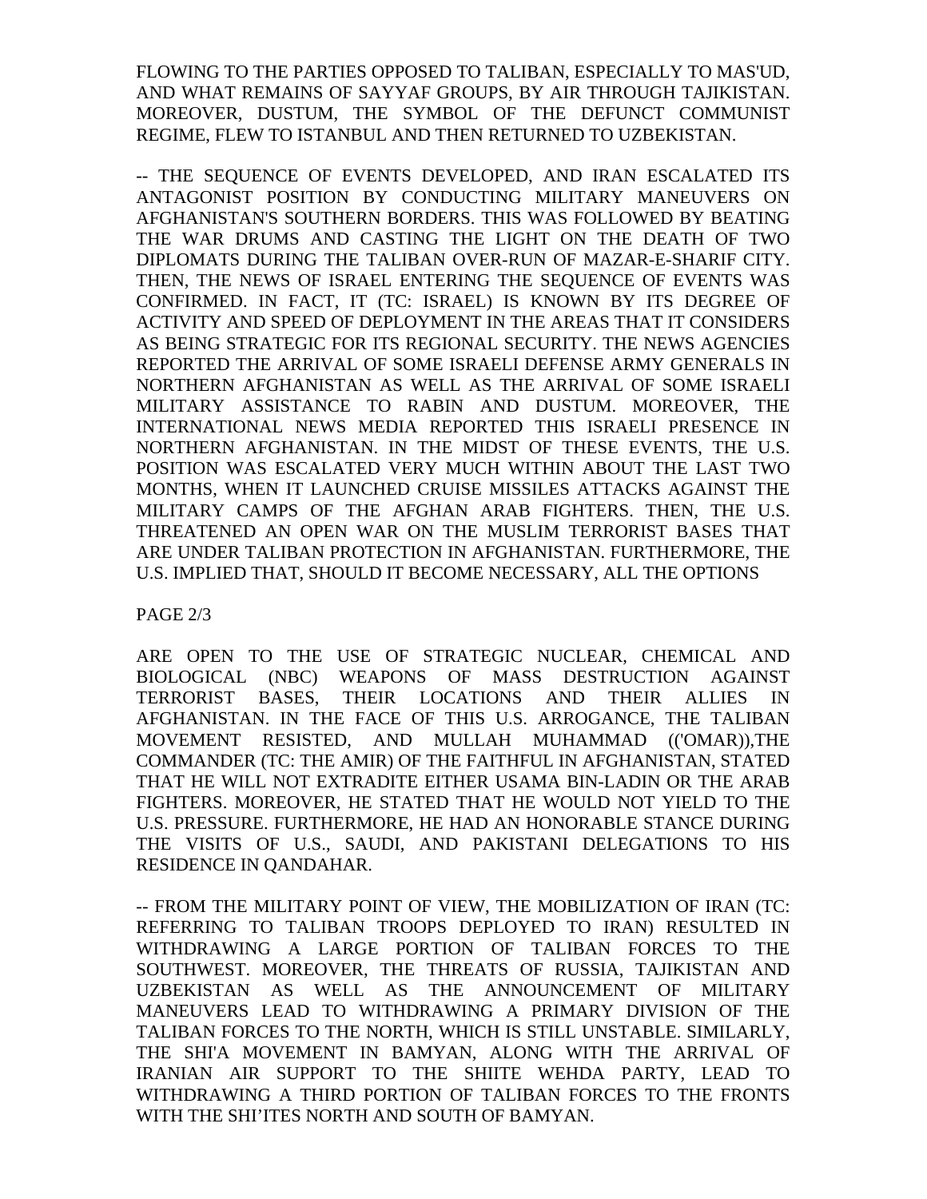FLOWING TO THE PARTIES OPPOSED TO TALIBAN, ESPECIALLY TO MAS'UD, AND WHAT REMAINS OF SAYYAF GROUPS, BY AIR THROUGH TAJIKISTAN. MOREOVER, DUSTUM, THE SYMBOL OF THE DEFUNCT COMMUNIST REGIME, FLEW TO ISTANBUL AND THEN RETURNED TO UZBEKISTAN.

-- THE SEQUENCE OF EVENTS DEVELOPED, AND IRAN ESCALATED ITS ANTAGONIST POSITION BY CONDUCTING MILITARY MANEUVERS ON AFGHANISTAN'S SOUTHERN BORDERS. THIS WAS FOLLOWED BY BEATING THE WAR DRUMS AND CASTING THE LIGHT ON THE DEATH OF TWO DIPLOMATS DURING THE TALIBAN OVER-RUN OF MAZAR-E-SHARIF CITY. THEN, THE NEWS OF ISRAEL ENTERING THE SEQUENCE OF EVENTS WAS CONFIRMED. IN FACT, IT (TC: ISRAEL) IS KNOWN BY ITS DEGREE OF ACTIVITY AND SPEED OF DEPLOYMENT IN THE AREAS THAT IT CONSIDERS AS BEING STRATEGIC FOR ITS REGIONAL SECURITY. THE NEWS AGENCIES REPORTED THE ARRIVAL OF SOME ISRAELI DEFENSE ARMY GENERALS IN NORTHERN AFGHANISTAN AS WELL AS THE ARRIVAL OF SOME ISRAELI MILITARY ASSISTANCE TO RABIN AND DUSTUM. MOREOVER, THE INTERNATIONAL NEWS MEDIA REPORTED THIS ISRAELI PRESENCE IN NORTHERN AFGHANISTAN. IN THE MIDST OF THESE EVENTS, THE U.S. POSITION WAS ESCALATED VERY MUCH WITHIN ABOUT THE LAST TWO MONTHS, WHEN IT LAUNCHED CRUISE MISSILES ATTACKS AGAINST THE MILITARY CAMPS OF THE AFGHAN ARAB FIGHTERS. THEN, THE U.S. THREATENED AN OPEN WAR ON THE MUSLIM TERRORIST BASES THAT ARE UNDER TALIBAN PROTECTION IN AFGHANISTAN. FURTHERMORE, THE U.S. IMPLIED THAT, SHOULD IT BECOME NECESSARY, ALL THE OPTIONS

ARE OPEN TO THE USE OF STRATEGIC NUCLEAR, CHEMICAL AND BIOLOGICAL (NBC) WEAPONS OF MASS DESTRUCTION AGAINST TERRORIST BASES, THEIR LOCATIONS AND THEIR ALLIES IN AFGHANISTAN. IN THE FACE OF THIS U.S. ARROGANCE, THE TALIBAN MOVEMENT RESISTED, AND MULLAH MUHAMMAD (('OMAR)),THE COMMANDER (TC: THE AMIR) OF THE FAITHFUL IN AFGHANISTAN, STATED THAT HE WILL NOT EXTRADITE EITHER USAMA BIN-LADIN OR THE ARAB FIGHTERS. MOREOVER, HE STATED THAT HE WOULD NOT YIELD TO THE U.S. PRESSURE. FURTHERMORE, HE HAD AN HONORABLE STANCE DURING THE VISITS OF U.S., SAUDI, AND PAKISTANI DELEGATIONS TO HIS RESIDENCE IN QANDAHAR.

-- FROM THE MILITARY POINT OF VIEW, THE MOBILIZATION OF IRAN (TC: REFERRING TO TALIBAN TROOPS DEPLOYED TO IRAN) RESULTED IN WITHDRAWING A LARGE PORTION OF TALIBAN FORCES TO THE SOUTHWEST. MOREOVER, THE THREATS OF RUSSIA, TAJIKISTAN AND UZBEKISTAN AS WELL AS THE ANNOUNCEMENT OF MILITARY MANEUVERS LEAD TO WITHDRAWING A PRIMARY DIVISION OF THE TALIBAN FORCES TO THE NORTH, WHICH IS STILL UNSTABLE. SIMILARLY, THE SHI'A MOVEMENT IN BAMYAN, ALONG WITH THE ARRIVAL OF IRANIAN AIR SUPPORT TO THE SHIITE WEHDA PARTY, LEAD TO WITHDRAWING A THIRD PORTION OF TALIBAN FORCES TO THE FRONTS WITH THE SHI'ITES NORTH AND SOUTH OF BAMYAN.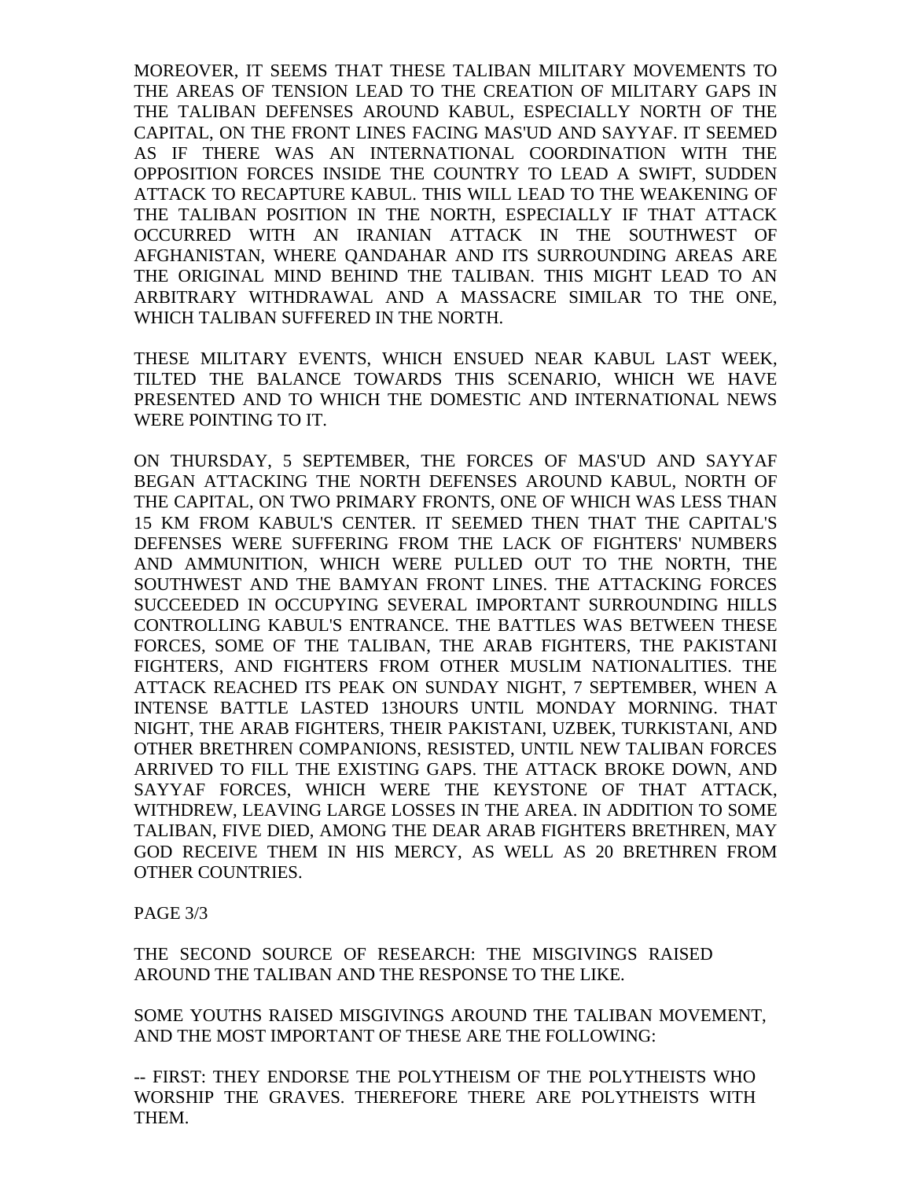MOREOVER, IT SEEMS THAT THESE TALIBAN MILITARY MOVEMENTS TO THE AREAS OF TENSION LEAD TO THE CREATION OF MILITARY GAPS IN THE TALIBAN DEFENSES AROUND KABUL, ESPECIALLY NORTH OF THE CAPITAL, ON THE FRONT LINES FACING MAS'UD AND SAYYAF. IT SEEMED AS IF THERE WAS AN INTERNATIONAL COORDINATION WITH THE OPPOSITION FORCES INSIDE THE COUNTRY TO LEAD A SWIFT, SUDDEN ATTACK TO RECAPTURE KABUL. THIS WILL LEAD TO THE WEAKENING OF THE TALIBAN POSITION IN THE NORTH, ESPECIALLY IF THAT ATTACK OCCURRED WITH AN IRANIAN ATTACK IN THE SOUTHWEST OF AFGHANISTAN, WHERE QANDAHAR AND ITS SURROUNDING AREAS ARE THE ORIGINAL MIND BEHIND THE TALIBAN. THIS MIGHT LEAD TO AN ARBITRARY WITHDRAWAL AND A MASSACRE SIMILAR TO THE ONE, WHICH TALIBAN SUFFERED IN THE NORTH.

THESE MILITARY EVENTS, WHICH ENSUED NEAR KABUL LAST WEEK, TILTED THE BALANCE TOWARDS THIS SCENARIO, WHICH WE HAVE PRESENTED AND TO WHICH THE DOMESTIC AND INTERNATIONAL NEWS WERE POINTING TO IT.

ON THURSDAY, 5 SEPTEMBER, THE FORCES OF MAS'UD AND SAYYAF BEGAN ATTACKING THE NORTH DEFENSES AROUND KABUL, NORTH OF THE CAPITAL, ON TWO PRIMARY FRONTS, ONE OF WHICH WAS LESS THAN 15 KM FROM KABUL'S CENTER. IT SEEMED THEN THAT THE CAPITAL'S DEFENSES WERE SUFFERING FROM THE LACK OF FIGHTERS' NUMBERS AND AMMUNITION, WHICH WERE PULLED OUT TO THE NORTH, THE SOUTHWEST AND THE BAMYAN FRONT LINES. THE ATTACKING FORCES SUCCEEDED IN OCCUPYING SEVERAL IMPORTANT SURROUNDING HILLS CONTROLLING KABUL'S ENTRANCE. THE BATTLES WAS BETWEEN THESE FORCES, SOME OF THE TALIBAN, THE ARAB FIGHTERS, THE PAKISTANI FIGHTERS, AND FIGHTERS FROM OTHER MUSLIM NATIONALITIES. THE ATTACK REACHED ITS PEAK ON SUNDAY NIGHT, 7 SEPTEMBER, WHEN A INTENSE BATTLE LASTED 13HOURS UNTIL MONDAY MORNING. THAT NIGHT, THE ARAB FIGHTERS, THEIR PAKISTANI, UZBEK, TURKISTANI, AND OTHER BRETHREN COMPANIONS, RESISTED, UNTIL NEW TALIBAN FORCES ARRIVED TO FILL THE EXISTING GAPS. THE ATTACK BROKE DOWN, AND SAYYAF FORCES, WHICH WERE THE KEYSTONE OF THAT ATTACK, WITHDREW, LEAVING LARGE LOSSES IN THE AREA. IN ADDITION TO SOME TALIBAN, FIVE DIED, AMONG THE DEAR ARAB FIGHTERS BRETHREN, MAY GOD RECEIVE THEM IN HIS MERCY, AS WELL AS 20 BRETHREN FROM OTHER COUNTRIES.

PAGE 3/3

THE SECOND SOURCE OF RESEARCH: THE MISGIVINGS RAISED AROUND THE TALIBAN AND THE RESPONSE TO THE LIKE.

SOME YOUTHS RAISED MISGIVINGS AROUND THE TALIBAN MOVEMENT, AND THE MOST IMPORTANT OF THESE ARE THE FOLLOWING:

-- FIRST: THEY ENDORSE THE POLYTHEISM OF THE POLYTHEISTS WHO WORSHIP THE GRAVES. THEREFORE THERE ARE POLYTHEISTS WITH THEM.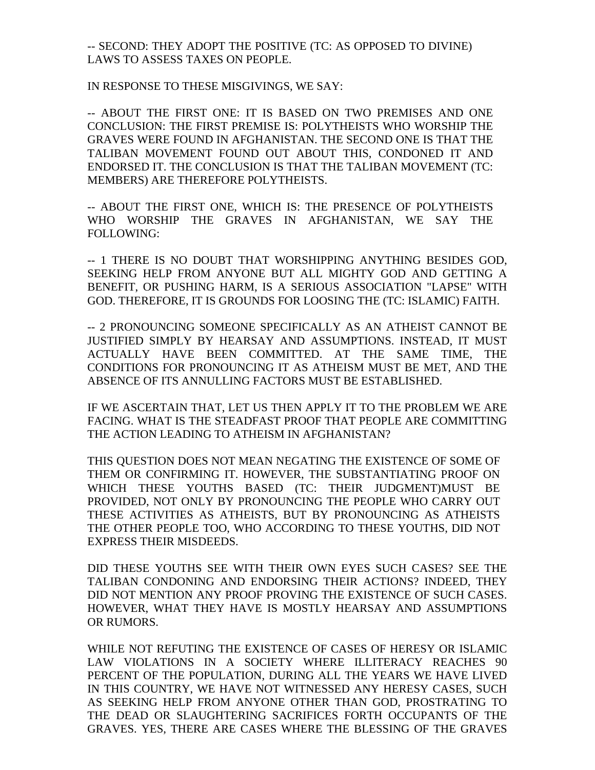-- SECOND: THEY ADOPT THE POSITIVE (TC: AS OPPOSED TO DIVINE) LAWS TO ASSESS TAXES ON PEOPLE.

IN RESPONSE TO THESE MISGIVINGS, WE SAY:

-- ABOUT THE FIRST ONE: IT IS BASED ON TWO PREMISES AND ONE CONCLUSION: THE FIRST PREMISE IS: POLYTHEISTS WHO WORSHIP THE GRAVES WERE FOUND IN AFGHANISTAN. THE SECOND ONE IS THAT THE TALIBAN MOVEMENT FOUND OUT ABOUT THIS, CONDONED IT AND ENDORSED IT. THE CONCLUSION IS THAT THE TALIBAN MOVEMENT (TC: MEMBERS) ARE THEREFORE POLYTHEISTS.

-- ABOUT THE FIRST ONE, WHICH IS: THE PRESENCE OF POLYTHEISTS WHO WORSHIP THE GRAVES IN AFGHANISTAN, WE SAY THE FOLLOWING:

-- 1 THERE IS NO DOUBT THAT WORSHIPPING ANYTHING BESIDES GOD, SEEKING HELP FROM ANYONE BUT ALL MIGHTY GOD AND GETTING A BENEFIT, OR PUSHING HARM, IS A SERIOUS ASSOCIATION "LAPSE" WITH GOD. THEREFORE, IT IS GROUNDS FOR LOOSING THE (TC: ISLAMIC) FAITH.

-- 2 PRONOUNCING SOMEONE SPECIFICALLY AS AN ATHEIST CANNOT BE JUSTIFIED SIMPLY BY HEARSAY AND ASSUMPTIONS. INSTEAD, IT MUST ACTUALLY HAVE BEEN COMMITTED. AT THE SAME TIME, THE CONDITIONS FOR PRONOUNCING IT AS ATHEISM MUST BE MET, AND THE ABSENCE OF ITS ANNULLING FACTORS MUST BE ESTABLISHED.

IF WE ASCERTAIN THAT, LET US THEN APPLY IT TO THE PROBLEM WE ARE FACING. WHAT IS THE STEADFAST PROOF THAT PEOPLE ARE COMMITTING THE ACTION LEADING TO ATHEISM IN AFGHANISTAN?

THIS QUESTION DOES NOT MEAN NEGATING THE EXISTENCE OF SOME OF THEM OR CONFIRMING IT. HOWEVER, THE SUBSTANTIATING PROOF ON WHICH THESE YOUTHS BASED (TC: THEIR JUDGMENT)MUST BE PROVIDED, NOT ONLY BY PRONOUNCING THE PEOPLE WHO CARRY OUT THESE ACTIVITIES AS ATHEISTS, BUT BY PRONOUNCING AS ATHEISTS THE OTHER PEOPLE TOO, WHO ACCORDING TO THESE YOUTHS, DID NOT EXPRESS THEIR MISDEEDS.

DID THESE YOUTHS SEE WITH THEIR OWN EYES SUCH CASES? SEE THE TALIBAN CONDONING AND ENDORSING THEIR ACTIONS? INDEED, THEY DID NOT MENTION ANY PROOF PROVING THE EXISTENCE OF SUCH CASES. HOWEVER, WHAT THEY HAVE IS MOSTLY HEARSAY AND ASSUMPTIONS OR RUMORS.

WHILE NOT REFUTING THE EXISTENCE OF CASES OF HERESY OR ISLAMIC LAW VIOLATIONS IN A SOCIETY WHERE ILLITERACY REACHES 90 PERCENT OF THE POPULATION, DURING ALL THE YEARS WE HAVE LIVED IN THIS COUNTRY, WE HAVE NOT WITNESSED ANY HERESY CASES, SUCH AS SEEKING HELP FROM ANYONE OTHER THAN GOD, PROSTRATING TO THE DEAD OR SLAUGHTERING SACRIFICES FORTH OCCUPANTS OF THE GRAVES. YES, THERE ARE CASES WHERE THE BLESSING OF THE GRAVES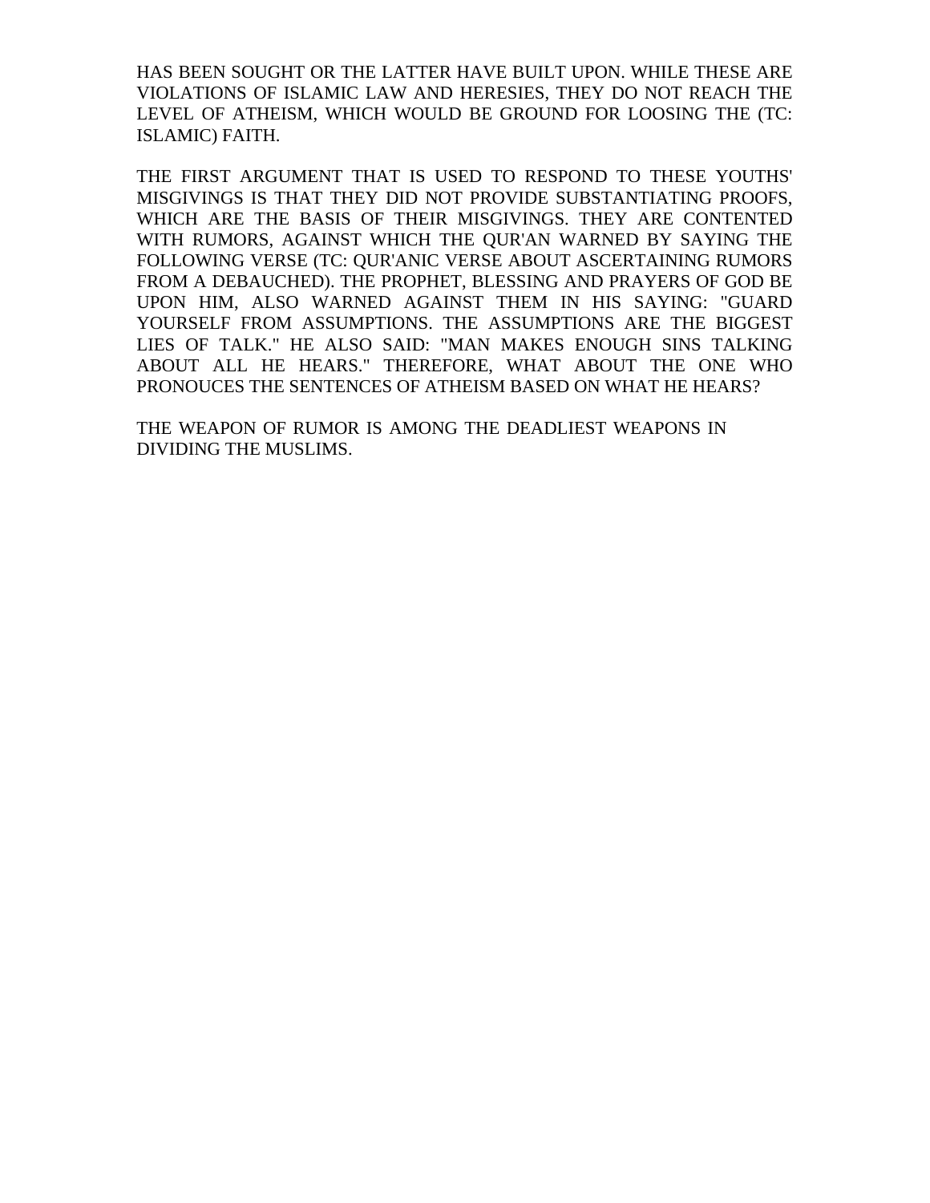HAS BEEN SOUGHT OR THE LATTER HAVE BUILT UPON. WHILE THESE ARE VIOLATIONS OF ISLAMIC LAW AND HERESIES, THEY DO NOT REACH THE LEVEL OF ATHEISM, WHICH WOULD BE GROUND FOR LOOSING THE (TC: ISLAMIC) FAITH.

THE FIRST ARGUMENT THAT IS USED TO RESPOND TO THESE YOUTHS' MISGIVINGS IS THAT THEY DID NOT PROVIDE SUBSTANTIATING PROOFS, WHICH ARE THE BASIS OF THEIR MISGIVINGS. THEY ARE CONTENTED WITH RUMORS, AGAINST WHICH THE QUR'AN WARNED BY SAYING THE FOLLOWING VERSE (TC: QUR'ANIC VERSE ABOUT ASCERTAINING RUMORS FROM A DEBAUCHED). THE PROPHET, BLESSING AND PRAYERS OF GOD BE UPON HIM, ALSO WARNED AGAINST THEM IN HIS SAYING: "GUARD YOURSELF FROM ASSUMPTIONS. THE ASSUMPTIONS ARE THE BIGGEST LIES OF TALK." HE ALSO SAID: "MAN MAKES ENOUGH SINS TALKING ABOUT ALL HE HEARS." THEREFORE, WHAT ABOUT THE ONE WHO PRONOUCES THE SENTENCES OF ATHEISM BASED ON WHAT HE HEARS?

THE WEAPON OF RUMOR IS AMONG THE DEADLIEST WEAPONS IN DIVIDING THE MUSLIMS.